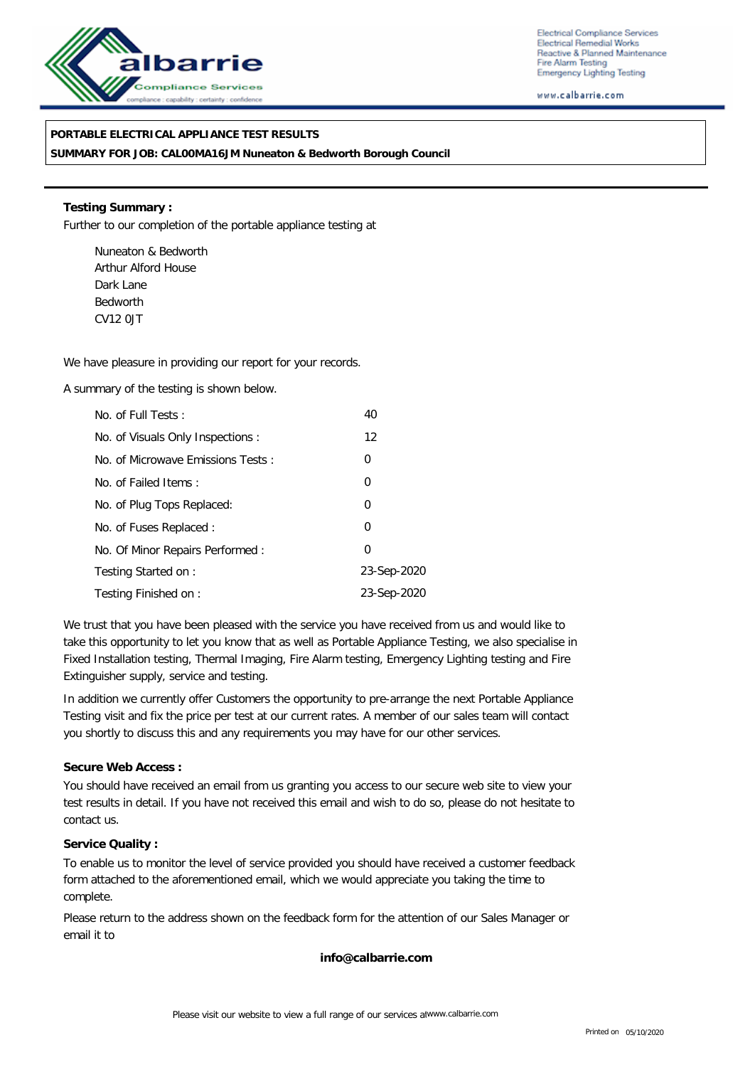**PORTABLE ELECTRICAL APPLIANCE TEST RESULTS**

**SUMMARY FOR JOB: CAL00MA16JM Nuneaton & Bedworth Borough Council**

**Testing Summary :**

Further to our completion of the portable appliance testing at

Nuneaton & Bedworth
Arthur Alford House
Dark Lane
Bedworth
CV12 0JT

We have pleasure in providing our report for your records.

A summary of the testing is shown below.

| | |
|---|---|
| No. of Full Tests : | 40 |
| No. of Visuals Only Inspections : | 12 |
| No. of Microwave Emissions Tests : | 0 |
| No. of Failed Items : | 0 |
| No. of Plug Tops Replaced: | 0 |
| No. of Fuses Replaced : | 0 |
| No. Of Minor Repairs Performed : | 0 |
| Testing Started on : | 23-Sep-2020 |
| Testing Finished on : | 23-Sep-2020 |

We trust that you have been pleased with the service you have received from us and would like to take this opportunity to let you know that as well as Portable Appliance Testing, we also specialise in Fixed Installation testing, Thermal Imaging, Fire Alarm testing, Emergency Lighting testing and Fire Extinguisher supply, service and testing.

In addition we currently offer Customers the opportunity to pre-arrange the next Portable Appliance Testing visit and fix the price per test at our current rates. A member of our sales team will contact you shortly to discuss this and any requirements you may have for our other services.

**Secure Web Access :**

You should have received an email from us granting you access to our secure web site to view your test results in detail. If you have not received this email and wish to do so, please do not hesitate to contact us.

**Service Quality :**

To enable us to monitor the level of service provided you should have received a customer feedback form attached to the aforementioned email, which we would appreciate you taking the time to complete.

Please return to the address shown on the feedback form for the attention of our Sales Manager or email it to

**info@calbarrie.com**

Please visit our website to view a full range of our services at www.calbarrie.com

Printed on 05/10/2020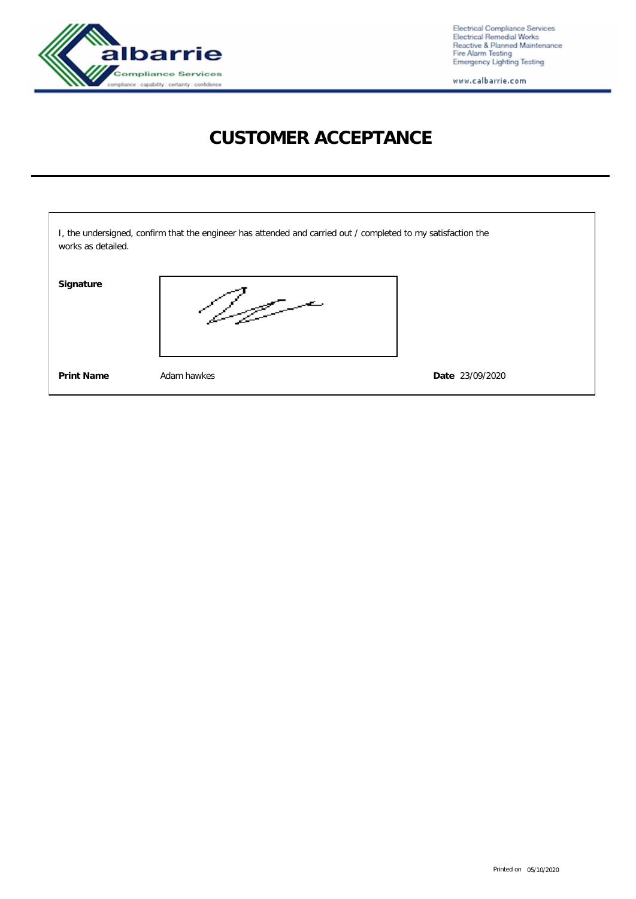# CUSTOMER ACCEPTANCE

I, the undersigned, confirm that the engineer has attended and carried out / completed to my satisfaction the works as detailed.

**Signature**

**Print Name** Adam hawkes

**Date** 23/09/2020

Printed on 05/10/2020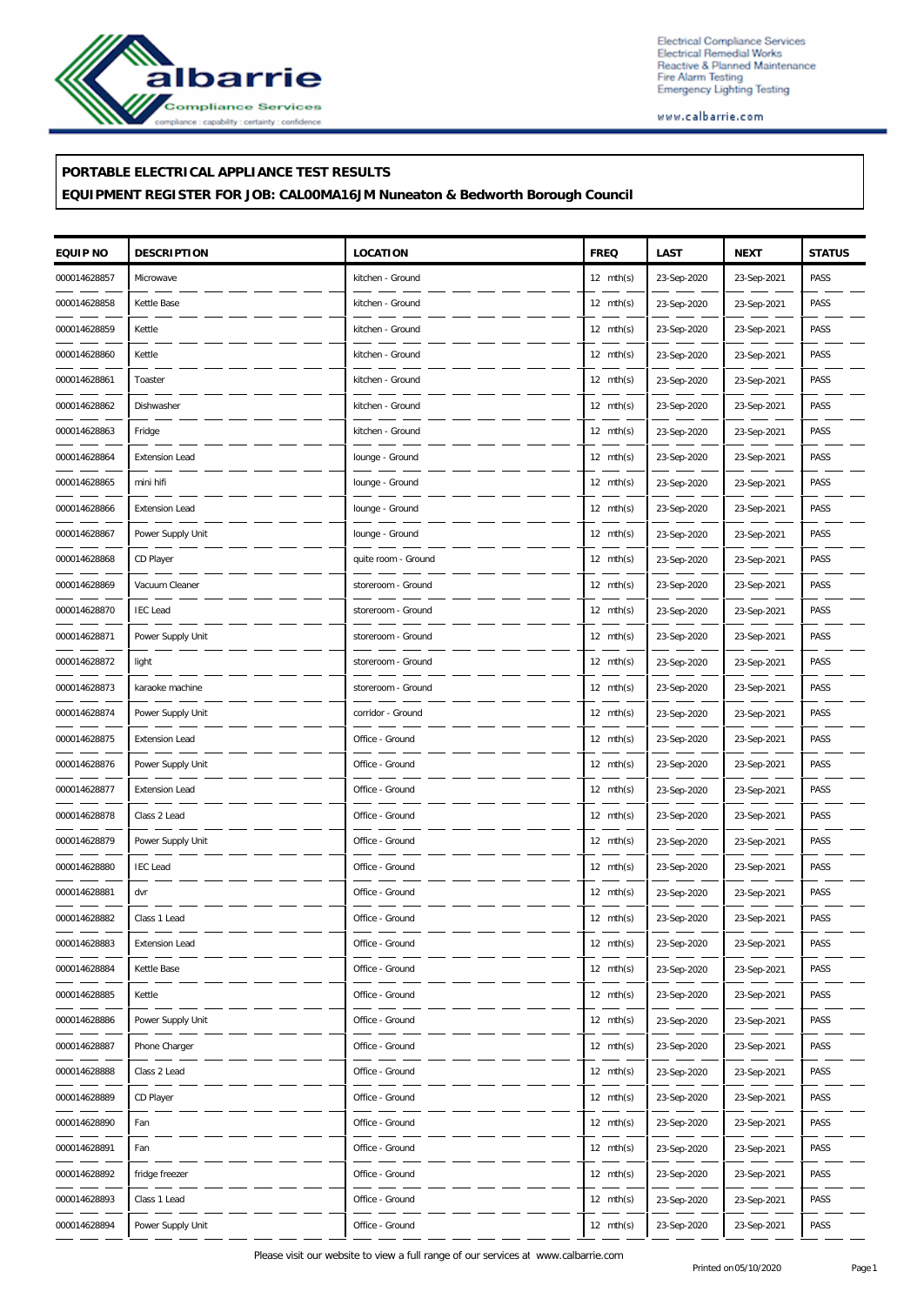**PORTABLE ELECTRICAL APPLIANCE TEST RESULTS**

**EQUIPMENT REGISTER FOR JOB: CAL00MA16JM Nuneaton & Bedworth Borough Council**

| EQUIP NO | DESCRIPTION | LOCATION | FREQ | LAST | NEXT | STATUS |
|---|---|---|---|---|---|---|
| 000014628857 | Microwave | kitchen - Ground | 12 mth(s) | 23-Sep-2020 | 23-Sep-2021 | PASS |
| 000014628858 | Kettle Base | kitchen - Ground | 12 mth(s) | 23-Sep-2020 | 23-Sep-2021 | PASS |
| 000014628859 | Kettle | kitchen - Ground | 12 mth(s) | 23-Sep-2020 | 23-Sep-2021 | PASS |
| 000014628860 | Kettle | kitchen - Ground | 12 mth(s) | 23-Sep-2020 | 23-Sep-2021 | PASS |
| 000014628861 | Toaster | kitchen - Ground | 12 mth(s) | 23-Sep-2020 | 23-Sep-2021 | PASS |
| 000014628862 | Dishwasher | kitchen - Ground | 12 mth(s) | 23-Sep-2020 | 23-Sep-2021 | PASS |
| 000014628863 | Fridge | kitchen - Ground | 12 mth(s) | 23-Sep-2020 | 23-Sep-2021 | PASS |
| 000014628864 | Extension Lead | lounge - Ground | 12 mth(s) | 23-Sep-2020 | 23-Sep-2021 | PASS |
| 000014628865 | mini hifi | lounge - Ground | 12 mth(s) | 23-Sep-2020 | 23-Sep-2021 | PASS |
| 000014628866 | Extension Lead | lounge - Ground | 12 mth(s) | 23-Sep-2020 | 23-Sep-2021 | PASS |
| 000014628867 | Power Supply Unit | lounge - Ground | 12 mth(s) | 23-Sep-2020 | 23-Sep-2021 | PASS |
| 000014628868 | CD Player | quite room - Ground | 12 mth(s) | 23-Sep-2020 | 23-Sep-2021 | PASS |
| 000014628869 | Vacuum Cleaner | storeroom - Ground | 12 mth(s) | 23-Sep-2020 | 23-Sep-2021 | PASS |
| 000014628870 | IEC Lead | storeroom - Ground | 12 mth(s) | 23-Sep-2020 | 23-Sep-2021 | PASS |
| 000014628871 | Power Supply Unit | storeroom - Ground | 12 mth(s) | 23-Sep-2020 | 23-Sep-2021 | PASS |
| 000014628872 | light | storeroom - Ground | 12 mth(s) | 23-Sep-2020 | 23-Sep-2021 | PASS |
| 000014628873 | karaoke machine | storeroom - Ground | 12 mth(s) | 23-Sep-2020 | 23-Sep-2021 | PASS |
| 000014628874 | Power Supply Unit | corridor - Ground | 12 mth(s) | 23-Sep-2020 | 23-Sep-2021 | PASS |
| 000014628875 | Extension Lead | Office - Ground | 12 mth(s) | 23-Sep-2020 | 23-Sep-2021 | PASS |
| 000014628876 | Power Supply Unit | Office - Ground | 12 mth(s) | 23-Sep-2020 | 23-Sep-2021 | PASS |
| 000014628877 | Extension Lead | Office - Ground | 12 mth(s) | 23-Sep-2020 | 23-Sep-2021 | PASS |
| 000014628878 | Class 2 Lead | Office - Ground | 12 mth(s) | 23-Sep-2020 | 23-Sep-2021 | PASS |
| 000014628879 | Power Supply Unit | Office - Ground | 12 mth(s) | 23-Sep-2020 | 23-Sep-2021 | PASS |
| 000014628880 | IEC Lead | Office - Ground | 12 mth(s) | 23-Sep-2020 | 23-Sep-2021 | PASS |
| 000014628881 | dvr | Office - Ground | 12 mth(s) | 23-Sep-2020 | 23-Sep-2021 | PASS |
| 000014628882 | Class 1 Lead | Office - Ground | 12 mth(s) | 23-Sep-2020 | 23-Sep-2021 | PASS |
| 000014628883 | Extension Lead | Office - Ground | 12 mth(s) | 23-Sep-2020 | 23-Sep-2021 | PASS |
| 000014628884 | Kettle Base | Office - Ground | 12 mth(s) | 23-Sep-2020 | 23-Sep-2021 | PASS |
| 000014628885 | Kettle | Office - Ground | 12 mth(s) | 23-Sep-2020 | 23-Sep-2021 | PASS |
| 000014628886 | Power Supply Unit | Office - Ground | 12 mth(s) | 23-Sep-2020 | 23-Sep-2021 | PASS |
| 000014628887 | Phone Charger | Office - Ground | 12 mth(s) | 23-Sep-2020 | 23-Sep-2021 | PASS |
| 000014628888 | Class 2 Lead | Office - Ground | 12 mth(s) | 23-Sep-2020 | 23-Sep-2021 | PASS |
| 000014628889 | CD Player | Office - Ground | 12 mth(s) | 23-Sep-2020 | 23-Sep-2021 | PASS |
| 000014628890 | Fan | Office - Ground | 12 mth(s) | 23-Sep-2020 | 23-Sep-2021 | PASS |
| 000014628891 | Fan | Office - Ground | 12 mth(s) | 23-Sep-2020 | 23-Sep-2021 | PASS |
| 000014628892 | fridge freezer | Office - Ground | 12 mth(s) | 23-Sep-2020 | 23-Sep-2021 | PASS |
| 000014628893 | Class 1 Lead | Office - Ground | 12 mth(s) | 23-Sep-2020 | 23-Sep-2021 | PASS |
| 000014628894 | Power Supply Unit | Office - Ground | 12 mth(s) | 23-Sep-2020 | 23-Sep-2021 | PASS |

Please visit our website to view a full range of our services at www.calbarrie.com

Printed on 05/10/2020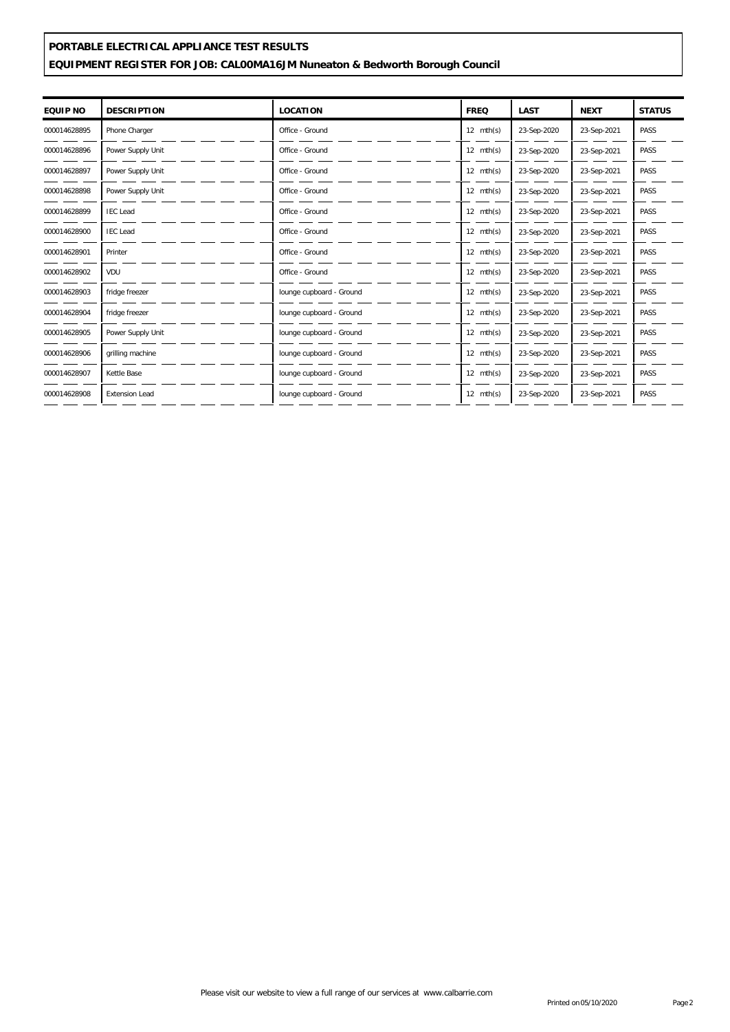**PORTABLE ELECTRICAL APPLIANCE TEST RESULTS**

**EQUIPMENT REGISTER FOR JOB: CAL00MA16JM Nuneaton & Bedworth Borough Council**

| EQUIP NO | DESCRIPTION | LOCATION | FREQ | LAST | NEXT | STATUS |
|---|---|---|---|---|---|---|
| 000014628895 | Phone Charger | Office - Ground | 12 mth(s) | 23-Sep-2020 | 23-Sep-2021 | PASS |
| 000014628896 | Power Supply Unit | Office - Ground | 12 mth(s) | 23-Sep-2020 | 23-Sep-2021 | PASS |
| 000014628897 | Power Supply Unit | Office - Ground | 12 mth(s) | 23-Sep-2020 | 23-Sep-2021 | PASS |
| 000014628898 | Power Supply Unit | Office - Ground | 12 mth(s) | 23-Sep-2020 | 23-Sep-2021 | PASS |
| 000014628899 | IEC Lead | Office - Ground | 12 mth(s) | 23-Sep-2020 | 23-Sep-2021 | PASS |
| 000014628900 | IEC Lead | Office - Ground | 12 mth(s) | 23-Sep-2020 | 23-Sep-2021 | PASS |
| 000014628901 | Printer | Office - Ground | 12 mth(s) | 23-Sep-2020 | 23-Sep-2021 | PASS |
| 000014628902 | VDU | Office - Ground | 12 mth(s) | 23-Sep-2020 | 23-Sep-2021 | PASS |
| 000014628903 | fridge freezer | lounge cupboard - Ground | 12 mth(s) | 23-Sep-2020 | 23-Sep-2021 | PASS |
| 000014628904 | fridge freezer | lounge cupboard - Ground | 12 mth(s) | 23-Sep-2020 | 23-Sep-2021 | PASS |
| 000014628905 | Power Supply Unit | lounge cupboard - Ground | 12 mth(s) | 23-Sep-2020 | 23-Sep-2021 | PASS |
| 000014628906 | grilling machine | lounge cupboard - Ground | 12 mth(s) | 23-Sep-2020 | 23-Sep-2021 | PASS |
| 000014628907 | Kettle Base | lounge cupboard - Ground | 12 mth(s) | 23-Sep-2020 | 23-Sep-2021 | PASS |
| 000014628908 | Extension Lead | lounge cupboard - Ground | 12 mth(s) | 23-Sep-2020 | 23-Sep-2021 | PASS |

Please visit our website to view a full range of our services at www.calbarrie.com

Printed on 05/10/2020